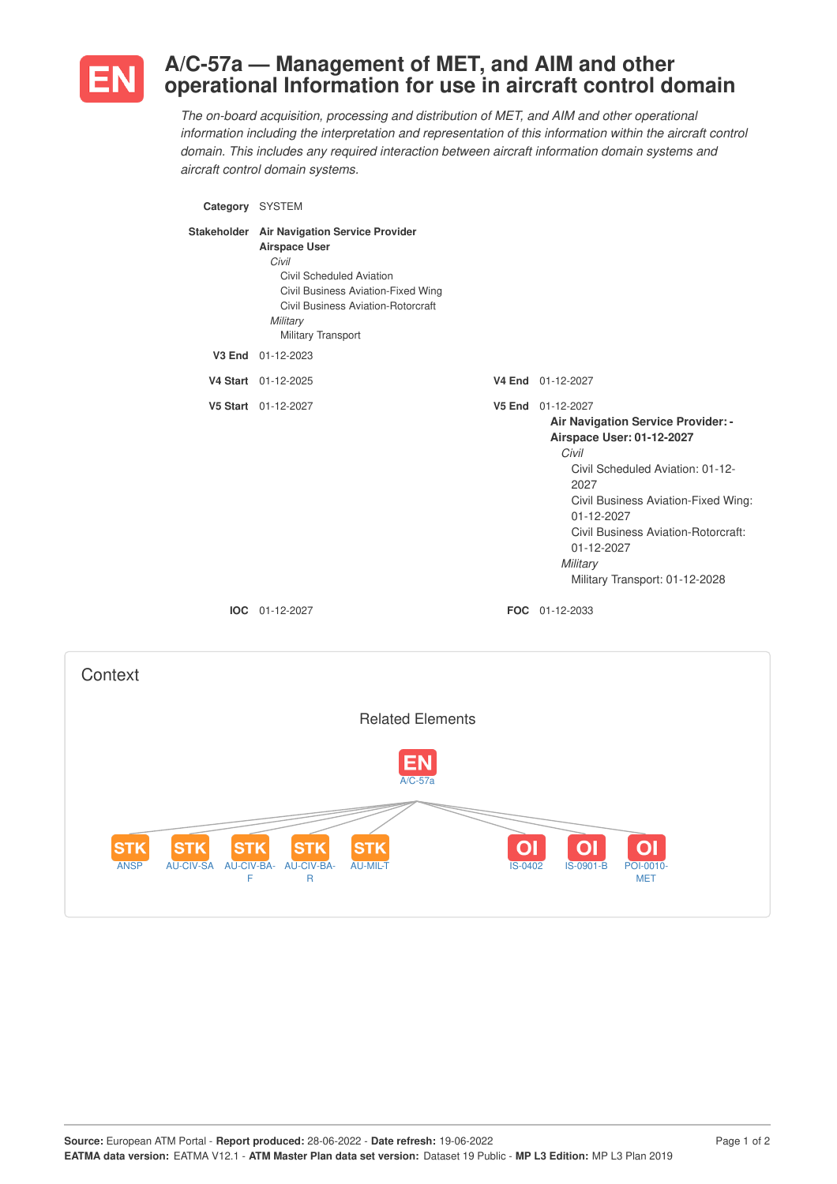# EN A/C-57a — Management of MET, and AIM and other operational Information for use in aircraft control domain

*The on-board acquisition, processing and distribution of MET, and AIM and other operational information including the interpretation and representation of this information within the aircraft control domain. This includes any required interaction between aircraft information domain systems and aircraft control domain systems.*

**Category** SYSTEM

**Stakeholder**
**Air Navigation Service Provider**
**Airspace User**
*Civil*
- Civil Scheduled Aviation
- Civil Business Aviation-Fixed Wing
- Civil Business Aviation-Rotorcraft

*Military*
- Military Transport

**V3 End** 01-12-2023

**V4 Start** 01-12-2025 **V4 End** 01-12-2027

**V5 Start** 01-12-2027 **V5 End** 01-12-2027

**Air Navigation Service Provider: -**
**Airspace User: 01-12-2027**
*Civil*
- Civil Scheduled Aviation: 01-12-2027
- Civil Business Aviation-Fixed Wing: 01-12-2027
- Civil Business Aviation-Rotorcraft: 01-12-2027

*Military*
- Military Transport: 01-12-2028

**IOC** 01-12-2027 **FOC** 01-12-2033

## Context

### Related Elements

EN A/C-57a

- STK ANSP
- STK AU-CIV-SA
- STK AU-CIV-BA-F
- STK AU-CIV-BA-R
- STK AU-MIL-T
- OI IS-0402
- OI IS-0901-B
- OI POI-0010-MET

**Source:** European ATM Portal - **Report produced:** 28-06-2022 - **Date refresh:** 19-06-2022
**EATMA data version:** EATMA V12.1 - **ATM Master Plan data set version:** Dataset 19 Public - **MP L3 Edition:** MP L3 Plan 2019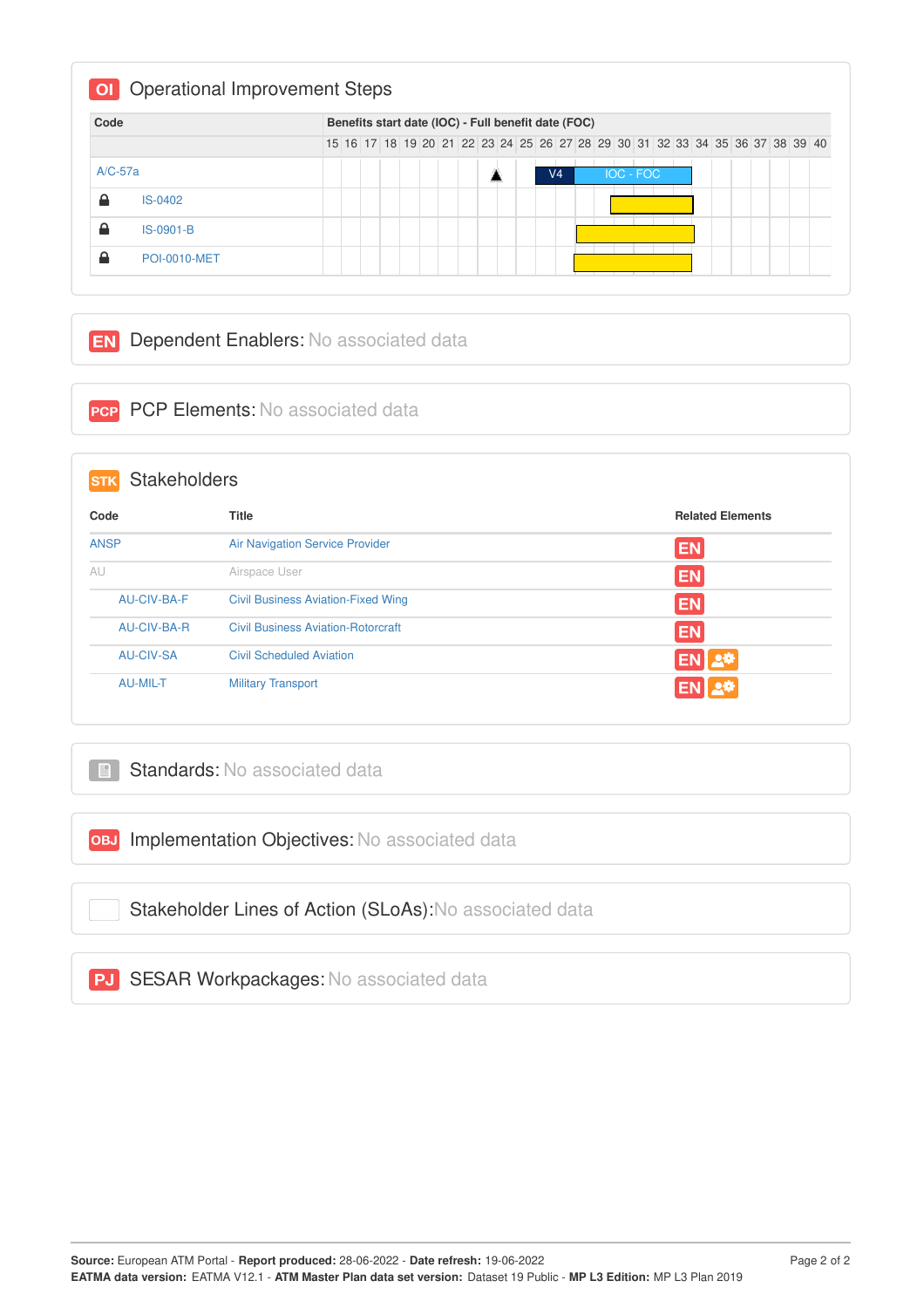## OI Operational Improvement Steps

| Code | | Benefits start date (IOC) - Full benefit date (FOC) |
|---|---|---|
| | | 15 16 17 18 19 20 21 22 23 24 25 26 27 28 29 30 31 32 33 34 35 36 37 38 39 40 |
| A/C-57a | | ▲ V4 IOC - FOC |
| 🔒 | IS-0402 | |
| 🔒 | IS-0901-B | |
| 🔒 | POI-0010-MET | |

## EN Dependent Enablers: No associated data

## PCP PCP Elements: No associated data

## STK Stakeholders

| Code | Title | Related Elements |
|---|---|---|
| ANSP | Air Navigation Service Provider | EN |
| AU | Airspace User | EN |
| AU-CIV-BA-F | Civil Business Aviation-Fixed Wing | EN |
| AU-CIV-BA-R | Civil Business Aviation-Rotorcraft | EN |
| AU-CIV-SA | Civil Scheduled Aviation | EN |
| AU-MIL-T | Military Transport | EN |

## Standards: No associated data

## OBJ Implementation Objectives: No associated data

## Stakeholder Lines of Action (SLoAs): No associated data

## PJ SESAR Workpackages: No associated data

**Source:** European ATM Portal - **Report produced:** 28-06-2022 - **Date refresh:** 19-06-2022
**EATMA data version:** EATMA V12.1 - **ATM Master Plan data set version:** Dataset 19 Public - **MP L3 Edition:** MP L3 Plan 2019